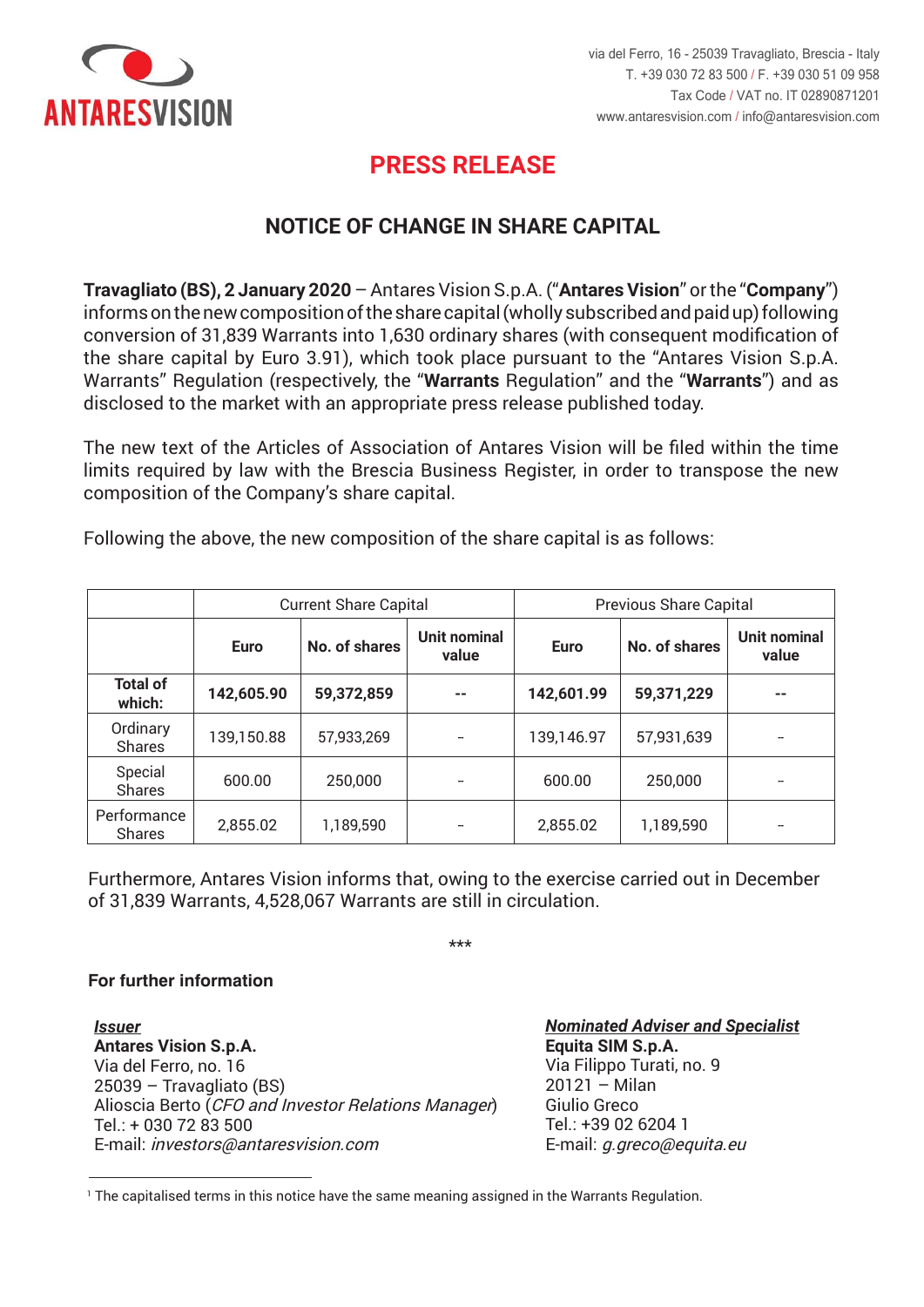via del Ferro, 16 - 25039 Travagliato, Brescia - Italy
T. +39 030 72 83 500 / F. +39 030 51 09 958
Tax Code / VAT no. IT 02890871201
www.antaresvision.com / info@antaresvision.com

# PRESS RELEASE

## NOTICE OF CHANGE IN SHARE CAPITAL

**Travagliato (BS), 2 January 2020** – Antares Vision S.p.A. ("**Antares Vision**" or the "**Company**") informs on the new composition of the share capital (wholly subscribed and paid up) following conversion of 31,839 Warrants into 1,630 ordinary shares (with consequent modification of the share capital by Euro 3.91), which took place pursuant to the "Antares Vision S.p.A. Warrants" Regulation (respectively, the "**Warrants** Regulation" and the "**Warrants**") and as disclosed to the market with an appropriate press release published today.

The new text of the Articles of Association of Antares Vision will be filed within the time limits required by law with the Brescia Business Register, in order to transpose the new composition of the Company's share capital.

Following the above, the new composition of the share capital is as follows:

| | Current Share Capital | | | Previous Share Capital | | |
|---|---|---|---|---|---|---|
| | **Euro** | **No. of shares** | **Unit nominal value** | **Euro** | **No. of shares** | **Unit nominal value** |
| **Total of which:** | **142,605.90** | **59,372,859** | **--** | **142,601.99** | **59,371,229** | **--** |
| Ordinary Shares | 139,150.88 | 57,933,269 | - | 139,146.97 | 57,931,639 | - |
| Special Shares | 600.00 | 250,000 | - | 600.00 | 250,000 | - |
| Performance Shares | 2,855.02 | 1,189,590 | - | 2,855.02 | 1,189,590 | - |

Furthermore, Antares Vision informs that, owing to the exercise carried out in December of 31,839 Warrants, 4,528,067 Warrants are still in circulation.

\*\*\*

**For further information**

***Issuer***
**Antares Vision S.p.A.**
Via del Ferro, no. 16
25039 – Travagliato (BS)
Alioscia Berto (*CFO and Investor Relations Manager*)
Tel.: + 030 72 83 500
E-mail: *investors@antaresvision.com*

***Nominated Adviser and Specialist***
**Equita SIM S.p.A.**
Via Filippo Turati, no. 9
20121 – Milan
Giulio Greco
Tel.: +39 02 6204 1
E-mail: *g.greco@equita.eu*

[1] The capitalised terms in this notice have the same meaning assigned in the Warrants Regulation.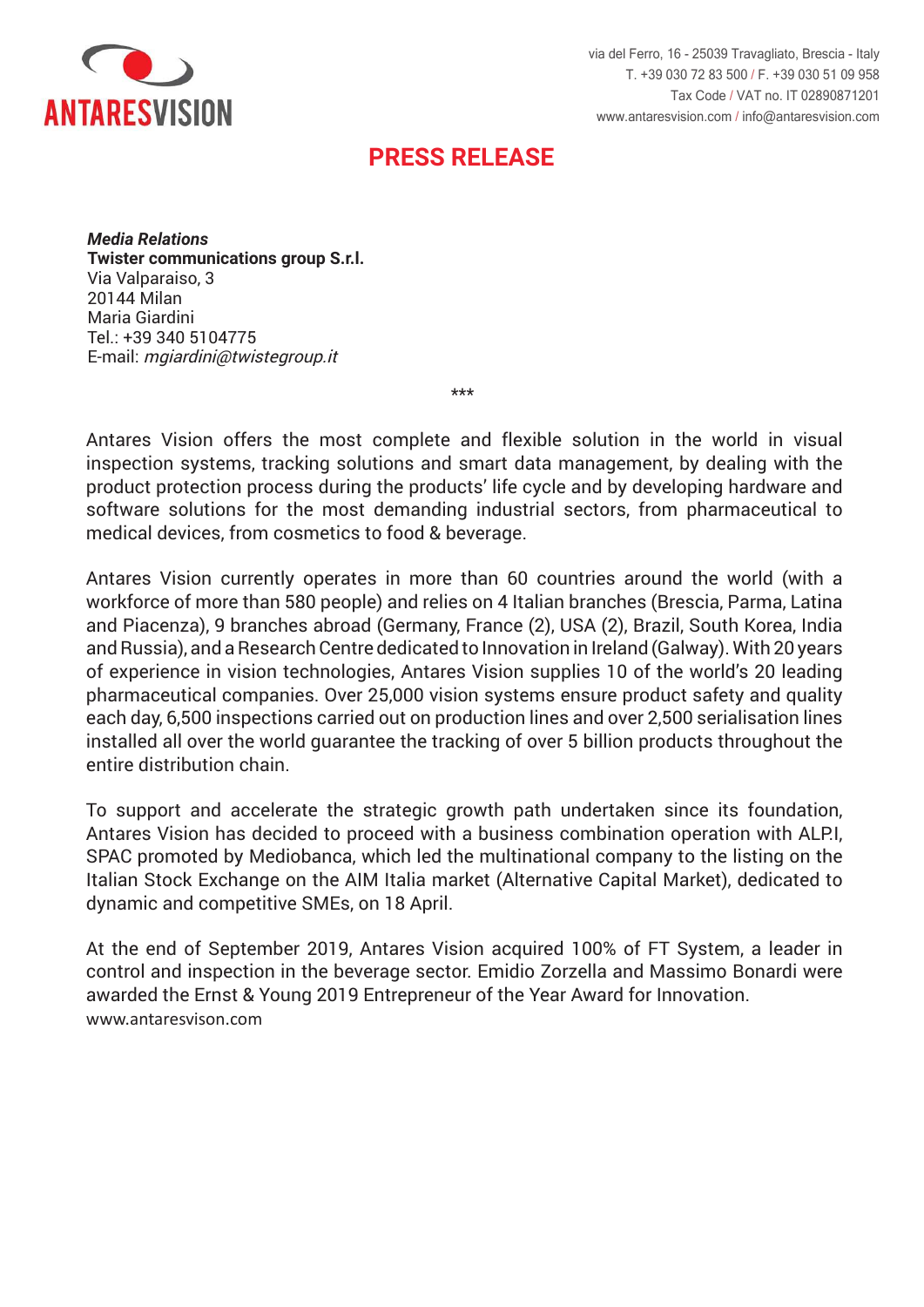**PRESS RELEASE**

***Media Relations***
**Twister communications group S.r.l.**
Via Valparaiso, 3
20144 Milan
Maria Giardini
Tel.: +39 340 5104775
E-mail: *mgiardini@twistegroup.it*

***

Antares Vision offers the most complete and flexible solution in the world in visual inspection systems, tracking solutions and smart data management, by dealing with the product protection process during the products' life cycle and by developing hardware and software solutions for the most demanding industrial sectors, from pharmaceutical to medical devices, from cosmetics to food & beverage.

Antares Vision currently operates in more than 60 countries around the world (with a workforce of more than 580 people) and relies on 4 Italian branches (Brescia, Parma, Latina and Piacenza), 9 branches abroad (Germany, France (2), USA (2), Brazil, South Korea, India and Russia), and a Research Centre dedicated to Innovation in Ireland (Galway). With 20 years of experience in vision technologies, Antares Vision supplies 10 of the world's 20 leading pharmaceutical companies. Over 25,000 vision systems ensure product safety and quality each day, 6,500 inspections carried out on production lines and over 2,500 serialisation lines installed all over the world guarantee the tracking of over 5 billion products throughout the entire distribution chain.

To support and accelerate the strategic growth path undertaken since its foundation, Antares Vision has decided to proceed with a business combination operation with ALP.I, SPAC promoted by Mediobanca, which led the multinational company to the listing on the Italian Stock Exchange on the AIM Italia market (Alternative Capital Market), dedicated to dynamic and competitive SMEs, on 18 April.

At the end of September 2019, Antares Vision acquired 100% of FT System, a leader in control and inspection in the beverage sector. Emidio Zorzella and Massimo Bonardi were awarded the Ernst & Young 2019 Entrepreneur of the Year Award for Innovation.
www.antaresvison.com